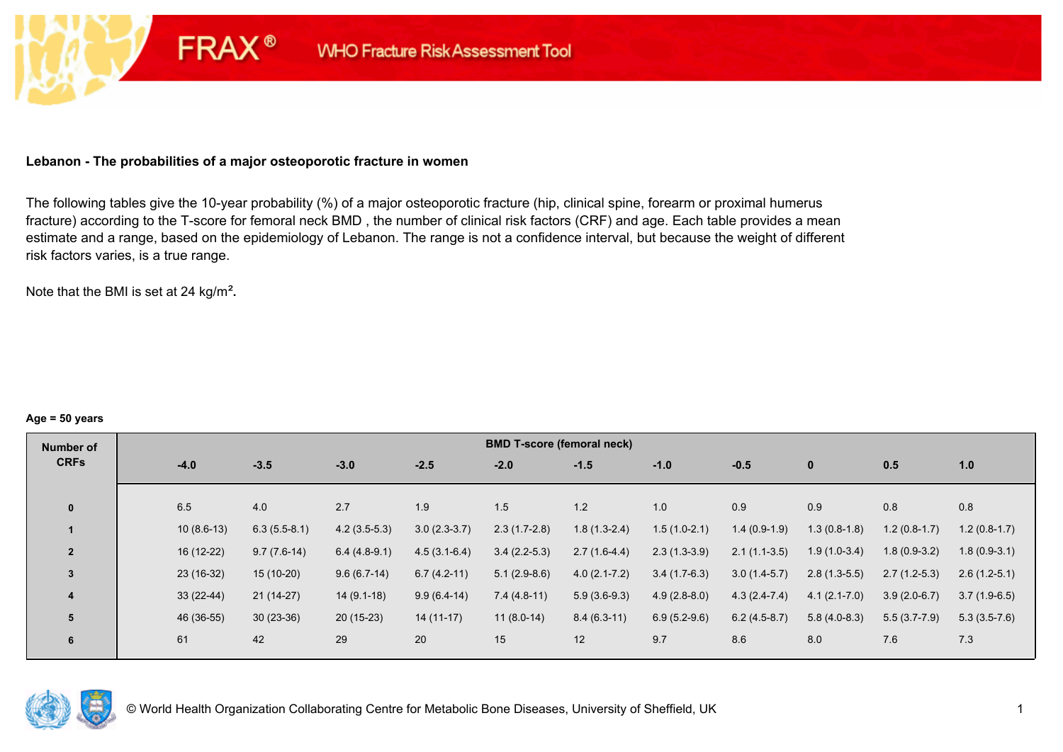FRAX® WHO Fracture Risk Assessment Tool

**Lebanon - The probabilities of a major osteoporotic fracture in women**

The following tables give the 10-year probability (%) of a major osteoporotic fracture (hip, clinical spine, forearm or proximal humerus fracture) according to the T-score for femoral neck BMD , the number of clinical risk factors (CRF) and age. Each table provides a mean estimate and a range, based on the epidemiology of Lebanon. The range is not a confidence interval, but because the weight of different risk factors varies, is a true range.

Note that the BMI is set at 24 kg/m$^2$**.**

**Age = 50 years**

| Number of CRFs | BMD T-score (femoral neck) | | | | | | | | | | |
|---|---|---|---|---|---|---|---|---|---|---|---|
| | -4.0 | -3.5 | -3.0 | -2.5 | -2.0 | -1.5 | -1.0 | -0.5 | 0 | 0.5 | 1.0 |
| 0 | 6.5 | 4.0 | 2.7 | 1.9 | 1.5 | 1.2 | 1.0 | 0.9 | 0.9 | 0.8 | 0.8 |
| 1 | 10 (8.6-13) | 6.3 (5.5-8.1) | 4.2 (3.5-5.3) | 3.0 (2.3-3.7) | 2.3 (1.7-2.8) | 1.8 (1.3-2.4) | 1.5 (1.0-2.1) | 1.4 (0.9-1.9) | 1.3 (0.8-1.8) | 1.2 (0.8-1.7) | 1.2 (0.8-1.7) |
| 2 | 16 (12-22) | 9.7 (7.6-14) | 6.4 (4.8-9.1) | 4.5 (3.1-6.4) | 3.4 (2.2-5.3) | 2.7 (1.6-4.4) | 2.3 (1.3-3.9) | 2.1 (1.1-3.5) | 1.9 (1.0-3.4) | 1.8 (0.9-3.2) | 1.8 (0.9-3.1) |
| 3 | 23 (16-32) | 15 (10-20) | 9.6 (6.7-14) | 6.7 (4.2-11) | 5.1 (2.9-8.6) | 4.0 (2.1-7.2) | 3.4 (1.7-6.3) | 3.0 (1.4-5.7) | 2.8 (1.3-5.5) | 2.7 (1.2-5.3) | 2.6 (1.2-5.1) |
| 4 | 33 (22-44) | 21 (14-27) | 14 (9.1-18) | 9.9 (6.4-14) | 7.4 (4.8-11) | 5.9 (3.6-9.3) | 4.9 (2.8-8.0) | 4.3 (2.4-7.4) | 4.1 (2.1-7.0) | 3.9 (2.0-6.7) | 3.7 (1.9-6.5) |
| 5 | 46 (36-55) | 30 (23-36) | 20 (15-23) | 14 (11-17) | 11 (8.0-14) | 8.4 (6.3-11) | 6.9 (5.2-9.6) | 6.2 (4.5-8.7) | 5.8 (4.0-8.3) | 5.5 (3.7-7.9) | 5.3 (3.5-7.6) |
| 6 | 61 | 42 | 29 | 20 | 15 | 12 | 9.7 | 8.6 | 8.0 | 7.6 | 7.3 |

© World Health Organization Collaborating Centre for Metabolic Bone Diseases, University of Sheffield, UK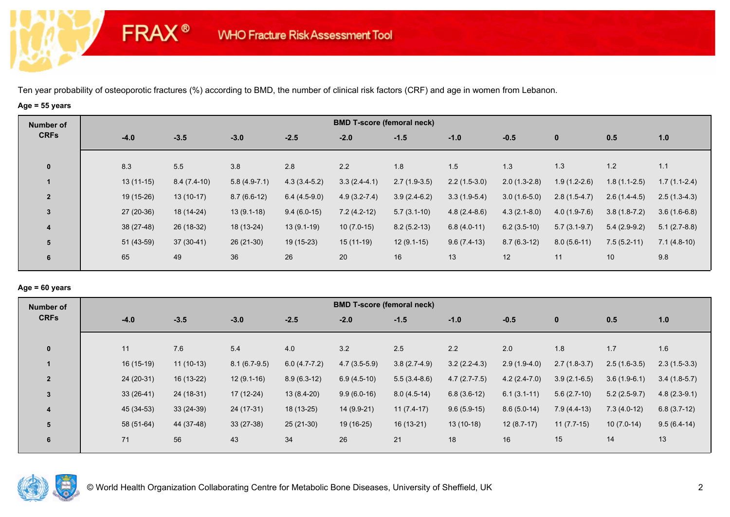FRAX® WHO Fracture Risk Assessment Tool

Ten year probability of osteoporotic fractures (%) according to BMD, the number of clinical risk factors (CRF) and age in women from Lebanon.

**Age = 55 years**

| Number of CRFs | BMD T-score (femoral neck) | | | | | | | | | | |
|---|---|---|---|---|---|---|---|---|---|---|---|
| | -4.0 | -3.5 | -3.0 | -2.5 | -2.0 | -1.5 | -1.0 | -0.5 | 0 | 0.5 | 1.0 |
| 0 | 8.3 | 5.5 | 3.8 | 2.8 | 2.2 | 1.8 | 1.5 | 1.3 | 1.3 | 1.2 | 1.1 |
| 1 | 13 (11-15) | 8.4 (7.4-10) | 5.8 (4.9-7.1) | 4.3 (3.4-5.2) | 3.3 (2.4-4.1) | 2.7 (1.9-3.5) | 2.2 (1.5-3.0) | 2.0 (1.3-2.8) | 1.9 (1.2-2.6) | 1.8 (1.1-2.5) | 1.7 (1.1-2.4) |
| 2 | 19 (15-26) | 13 (10-17) | 8.7 (6.6-12) | 6.4 (4.5-9.0) | 4.9 (3.2-7.4) | 3.9 (2.4-6.2) | 3.3 (1.9-5.4) | 3.0 (1.6-5.0) | 2.8 (1.5-4.7) | 2.6 (1.4-4.5) | 2.5 (1.3-4.3) |
| 3 | 27 (20-36) | 18 (14-24) | 13 (9.1-18) | 9.4 (6.0-15) | 7.2 (4.2-12) | 5.7 (3.1-10) | 4.8 (2.4-8.6) | 4.3 (2.1-8.0) | 4.0 (1.9-7.6) | 3.8 (1.8-7.2) | 3.6 (1.6-6.8) |
| 4 | 38 (27-48) | 26 (18-32) | 18 (13-24) | 13 (9.1-19) | 10 (7.0-15) | 8.2 (5.2-13) | 6.8 (4.0-11) | 6.2 (3.5-10) | 5.7 (3.1-9.7) | 5.4 (2.9-9.2) | 5.1 (2.7-8.8) |
| 5 | 51 (43-59) | 37 (30-41) | 26 (21-30) | 19 (15-23) | 15 (11-19) | 12 (9.1-15) | 9.6 (7.4-13) | 8.7 (6.3-12) | 8.0 (5.6-11) | 7.5 (5.2-11) | 7.1 (4.8-10) |
| 6 | 65 | 49 | 36 | 26 | 20 | 16 | 13 | 12 | 11 | 10 | 9.8 |

**Age = 60 years**

| Number of CRFs | BMD T-score (femoral neck) | | | | | | | | | | |
|---|---|---|---|---|---|---|---|---|---|---|---|
| | -4.0 | -3.5 | -3.0 | -2.5 | -2.0 | -1.5 | -1.0 | -0.5 | 0 | 0.5 | 1.0 |
| 0 | 11 | 7.6 | 5.4 | 4.0 | 3.2 | 2.5 | 2.2 | 2.0 | 1.8 | 1.7 | 1.6 |
| 1 | 16 (15-19) | 11 (10-13) | 8.1 (6.7-9.5) | 6.0 (4.7-7.2) | 4.7 (3.5-5.9) | 3.8 (2.7-4.9) | 3.2 (2.2-4.3) | 2.9 (1.9-4.0) | 2.7 (1.8-3.7) | 2.5 (1.6-3.5) | 2.3 (1.5-3.3) |
| 2 | 24 (20-31) | 16 (13-22) | 12 (9.1-16) | 8.9 (6.3-12) | 6.9 (4.5-10) | 5.5 (3.4-8.6) | 4.7 (2.7-7.5) | 4.2 (2.4-7.0) | 3.9 (2.1-6.5) | 3.6 (1.9-6.1) | 3.4 (1.8-5.7) |
| 3 | 33 (26-41) | 24 (18-31) | 17 (12-24) | 13 (8.4-20) | 9.9 (6.0-16) | 8.0 (4.5-14) | 6.8 (3.6-12) | 6.1 (3.1-11) | 5.6 (2.7-10) | 5.2 (2.5-9.7) | 4.8 (2.3-9.1) |
| 4 | 45 (34-53) | 33 (24-39) | 24 (17-31) | 18 (13-25) | 14 (9.9-21) | 11 (7.4-17) | 9.6 (5.9-15) | 8.6 (5.0-14) | 7.9 (4.4-13) | 7.3 (4.0-12) | 6.8 (3.7-12) |
| 5 | 58 (51-64) | 44 (37-48) | 33 (27-38) | 25 (21-30) | 19 (16-25) | 16 (13-21) | 13 (10-18) | 12 (8.7-17) | 11 (7.7-15) | 10 (7.0-14) | 9.5 (6.4-14) |
| 6 | 71 | 56 | 43 | 34 | 26 | 21 | 18 | 16 | 15 | 14 | 13 |

© World Health Organization Collaborating Centre for Metabolic Bone Diseases, University of Sheffield, UK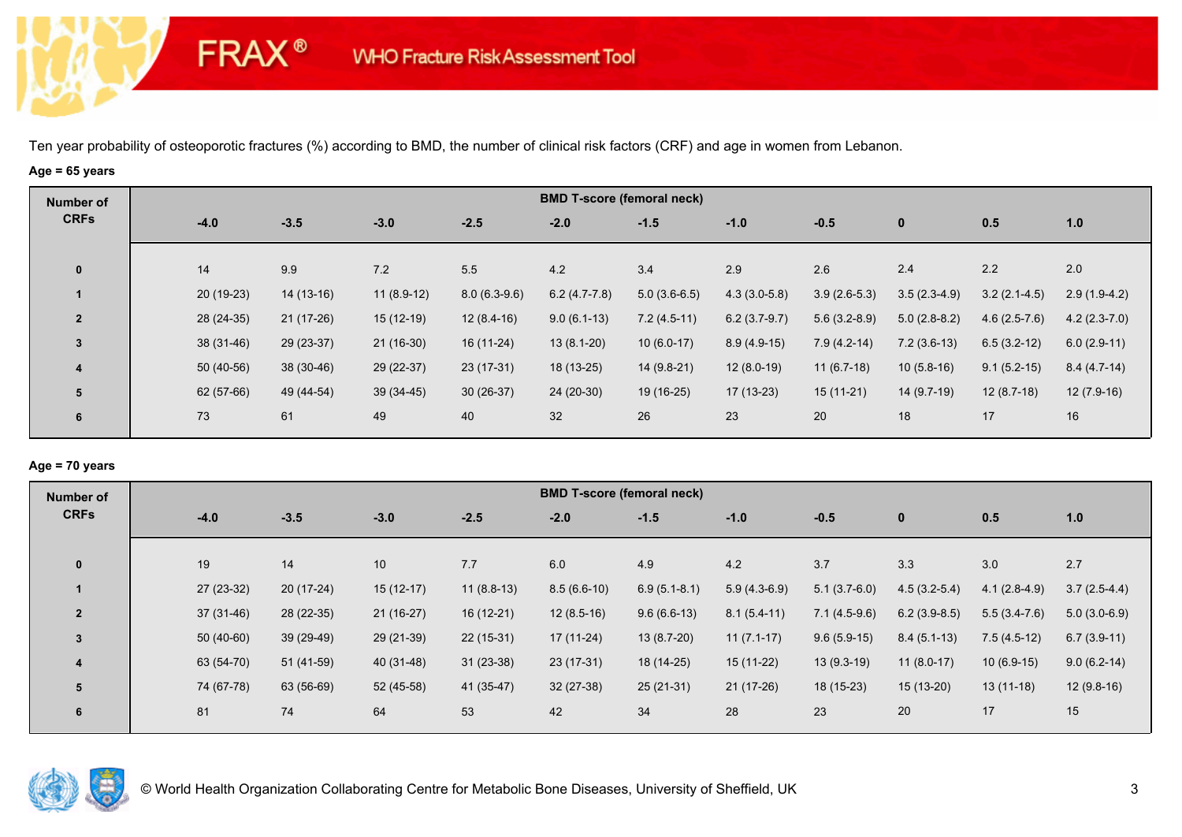# FRAX® WHO Fracture Risk Assessment Tool

Ten year probability of osteoporotic fractures (%) according to BMD, the number of clinical risk factors (CRF) and age in women from Lebanon.

**Age = 65 years**

| Number of CRFs | BMD T-score (femoral neck) | | | | | | | | | | |
|---|---|---|---|---|---|---|---|---|---|---|---|
| | -4.0 | -3.5 | -3.0 | -2.5 | -2.0 | -1.5 | -1.0 | -0.5 | 0 | 0.5 | 1.0 |
| 0 | 14 | 9.9 | 7.2 | 5.5 | 4.2 | 3.4 | 2.9 | 2.6 | 2.4 | 2.2 | 2.0 |
| 1 | 20 (19-23) | 14 (13-16) | 11 (8.9-12) | 8.0 (6.3-9.6) | 6.2 (4.7-7.8) | 5.0 (3.6-6.5) | 4.3 (3.0-5.8) | 3.9 (2.6-5.3) | 3.5 (2.3-4.9) | 3.2 (2.1-4.5) | 2.9 (1.9-4.2) |
| 2 | 28 (24-35) | 21 (17-26) | 15 (12-19) | 12 (8.4-16) | 9.0 (6.1-13) | 7.2 (4.5-11) | 6.2 (3.7-9.7) | 5.6 (3.2-8.9) | 5.0 (2.8-8.2) | 4.6 (2.5-7.6) | 4.2 (2.3-7.0) |
| 3 | 38 (31-46) | 29 (23-37) | 21 (16-30) | 16 (11-24) | 13 (8.1-20) | 10 (6.0-17) | 8.9 (4.9-15) | 7.9 (4.2-14) | 7.2 (3.6-13) | 6.5 (3.2-12) | 6.0 (2.9-11) |
| 4 | 50 (40-56) | 38 (30-46) | 29 (22-37) | 23 (17-31) | 18 (13-25) | 14 (9.8-21) | 12 (8.0-19) | 11 (6.7-18) | 10 (5.8-16) | 9.1 (5.2-15) | 8.4 (4.7-14) |
| 5 | 62 (57-66) | 49 (44-54) | 39 (34-45) | 30 (26-37) | 24 (20-30) | 19 (16-25) | 17 (13-23) | 15 (11-21) | 14 (9.7-19) | 12 (8.7-18) | 12 (7.9-16) |
| 6 | 73 | 61 | 49 | 40 | 32 | 26 | 23 | 20 | 18 | 17 | 16 |

**Age = 70 years**

| Number of CRFs | BMD T-score (femoral neck) | | | | | | | | | | |
|---|---|---|---|---|---|---|---|---|---|---|---|
| | -4.0 | -3.5 | -3.0 | -2.5 | -2.0 | -1.5 | -1.0 | -0.5 | 0 | 0.5 | 1.0 |
| 0 | 19 | 14 | 10 | 7.7 | 6.0 | 4.9 | 4.2 | 3.7 | 3.3 | 3.0 | 2.7 |
| 1 | 27 (23-32) | 20 (17-24) | 15 (12-17) | 11 (8.8-13) | 8.5 (6.6-10) | 6.9 (5.1-8.1) | 5.9 (4.3-6.9) | 5.1 (3.7-6.0) | 4.5 (3.2-5.4) | 4.1 (2.8-4.9) | 3.7 (2.5-4.4) |
| 2 | 37 (31-46) | 28 (22-35) | 21 (16-27) | 16 (12-21) | 12 (8.5-16) | 9.6 (6.6-13) | 8.1 (5.4-11) | 7.1 (4.5-9.6) | 6.2 (3.9-8.5) | 5.5 (3.4-7.6) | 5.0 (3.0-6.9) |
| 3 | 50 (40-60) | 39 (29-49) | 29 (21-39) | 22 (15-31) | 17 (11-24) | 13 (8.7-20) | 11 (7.1-17) | 9.6 (5.9-15) | 8.4 (5.1-13) | 7.5 (4.5-12) | 6.7 (3.9-11) |
| 4 | 63 (54-70) | 51 (41-59) | 40 (31-48) | 31 (23-38) | 23 (17-31) | 18 (14-25) | 15 (11-22) | 13 (9.3-19) | 11 (8.0-17) | 10 (6.9-15) | 9.0 (6.2-14) |
| 5 | 74 (67-78) | 63 (56-69) | 52 (45-58) | 41 (35-47) | 32 (27-38) | 25 (21-31) | 21 (17-26) | 18 (15-23) | 15 (13-20) | 13 (11-18) | 12 (9.8-16) |
| 6 | 81 | 74 | 64 | 53 | 42 | 34 | 28 | 23 | 20 | 17 | 15 |

© World Health Organization Collaborating Centre for Metabolic Bone Diseases, University of Sheffield, UK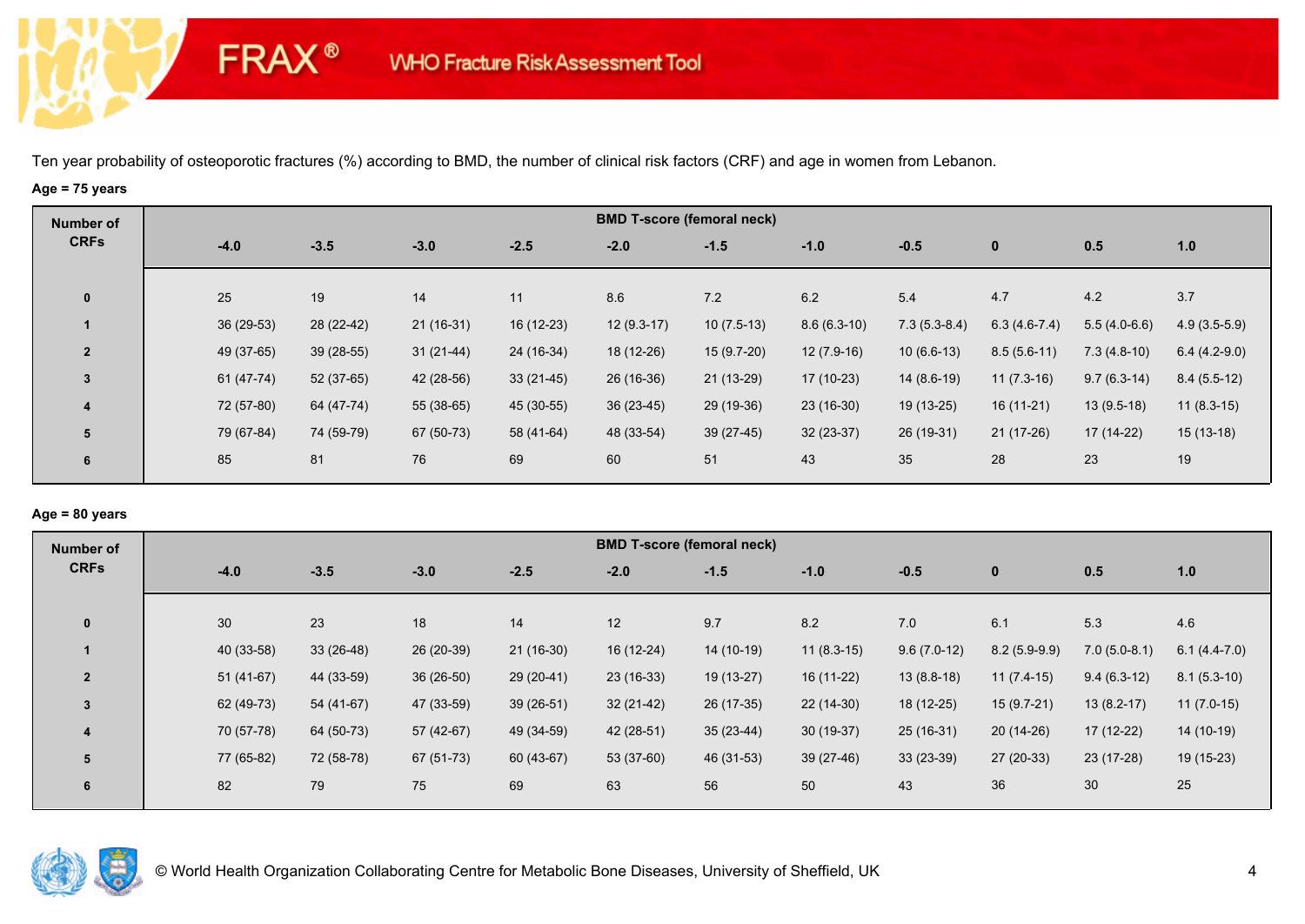Ten year probability of osteoporotic fractures (%) according to BMD, the number of clinical risk factors (CRF) and age in women from Lebanon.

**Age = 75 years**

| Number of CRFs | BMD T-score (femoral neck) | | | | | | | | | | |
|---|---|---|---|---|---|---|---|---|---|---|---|
| | -4.0 | -3.5 | -3.0 | -2.5 | -2.0 | -1.5 | -1.0 | -0.5 | 0 | 0.5 | 1.0 |
| 0 | 25 | 19 | 14 | 11 | 8.6 | 7.2 | 6.2 | 5.4 | 4.7 | 4.2 | 3.7 |
| 1 | 36 (29-53) | 28 (22-42) | 21 (16-31) | 16 (12-23) | 12 (9.3-17) | 10 (7.5-13) | 8.6 (6.3-10) | 7.3 (5.3-8.4) | 6.3 (4.6-7.4) | 5.5 (4.0-6.6) | 4.9 (3.5-5.9) |
| 2 | 49 (37-65) | 39 (28-55) | 31 (21-44) | 24 (16-34) | 18 (12-26) | 15 (9.7-20) | 12 (7.9-16) | 10 (6.6-13) | 8.5 (5.6-11) | 7.3 (4.8-10) | 6.4 (4.2-9.0) |
| 3 | 61 (47-74) | 52 (37-65) | 42 (28-56) | 33 (21-45) | 26 (16-36) | 21 (13-29) | 17 (10-23) | 14 (8.6-19) | 11 (7.3-16) | 9.7 (6.3-14) | 8.4 (5.5-12) |
| 4 | 72 (57-80) | 64 (47-74) | 55 (38-65) | 45 (30-55) | 36 (23-45) | 29 (19-36) | 23 (16-30) | 19 (13-25) | 16 (11-21) | 13 (9.5-18) | 11 (8.3-15) |
| 5 | 79 (67-84) | 74 (59-79) | 67 (50-73) | 58 (41-64) | 48 (33-54) | 39 (27-45) | 32 (23-37) | 26 (19-31) | 21 (17-26) | 17 (14-22) | 15 (13-18) |
| 6 | 85 | 81 | 76 | 69 | 60 | 51 | 43 | 35 | 28 | 23 | 19 |

**Age = 80 years**

| Number of CRFs | BMD T-score (femoral neck) | | | | | | | | | | |
|---|---|---|---|---|---|---|---|---|---|---|---|
| | -4.0 | -3.5 | -3.0 | -2.5 | -2.0 | -1.5 | -1.0 | -0.5 | 0 | 0.5 | 1.0 |
| 0 | 30 | 23 | 18 | 14 | 12 | 9.7 | 8.2 | 7.0 | 6.1 | 5.3 | 4.6 |
| 1 | 40 (33-58) | 33 (26-48) | 26 (20-39) | 21 (16-30) | 16 (12-24) | 14 (10-19) | 11 (8.3-15) | 9.6 (7.0-12) | 8.2 (5.9-9.9) | 7.0 (5.0-8.1) | 6.1 (4.4-7.0) |
| 2 | 51 (41-67) | 44 (33-59) | 36 (26-50) | 29 (20-41) | 23 (16-33) | 19 (13-27) | 16 (11-22) | 13 (8.8-18) | 11 (7.4-15) | 9.4 (6.3-12) | 8.1 (5.3-10) |
| 3 | 62 (49-73) | 54 (41-67) | 47 (33-59) | 39 (26-51) | 32 (21-42) | 26 (17-35) | 22 (14-30) | 18 (12-25) | 15 (9.7-21) | 13 (8.2-17) | 11 (7.0-15) |
| 4 | 70 (57-78) | 64 (50-73) | 57 (42-67) | 49 (34-59) | 42 (28-51) | 35 (23-44) | 30 (19-37) | 25 (16-31) | 20 (14-26) | 17 (12-22) | 14 (10-19) |
| 5 | 77 (65-82) | 72 (58-78) | 67 (51-73) | 60 (43-67) | 53 (37-60) | 46 (31-53) | 39 (27-46) | 33 (23-39) | 27 (20-33) | 23 (17-28) | 19 (15-23) |
| 6 | 82 | 79 | 75 | 69 | 63 | 56 | 50 | 43 | 36 | 30 | 25 |

© World Health Organization Collaborating Centre for Metabolic Bone Diseases, University of Sheffield, UK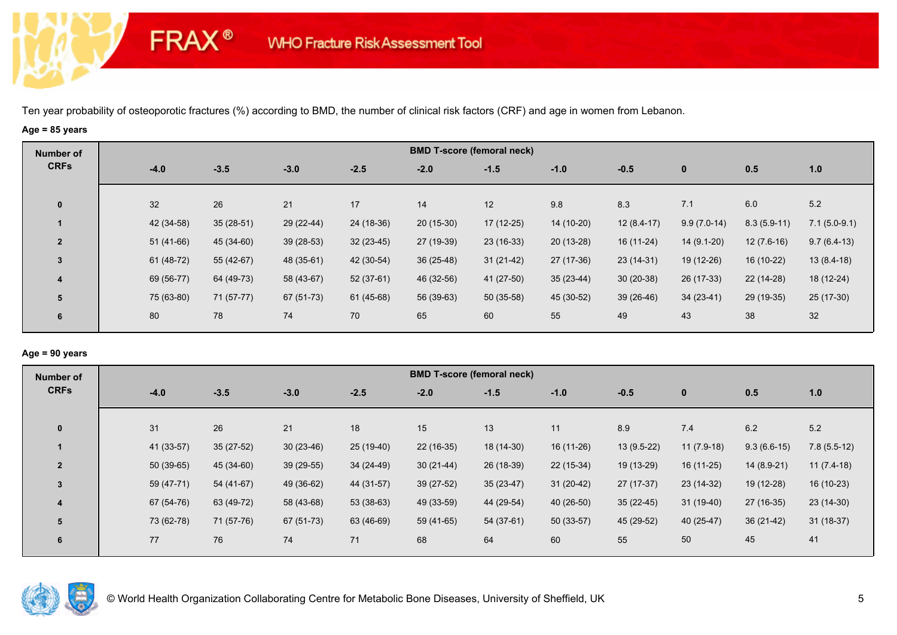FRAX® WHO Fracture Risk Assessment Tool

Ten year probability of osteoporotic fractures (%) according to BMD, the number of clinical risk factors (CRF) and age in women from Lebanon.

**Age = 85 years**

| Number of CRFs | BMD T-score (femoral neck) | | | | | | | | | | |
|---|---|---|---|---|---|---|---|---|---|---|---|
| | -4.0 | -3.5 | -3.0 | -2.5 | -2.0 | -1.5 | -1.0 | -0.5 | 0 | 0.5 | 1.0 |
| 0 | 32 | 26 | 21 | 17 | 14 | 12 | 9.8 | 8.3 | 7.1 | 6.0 | 5.2 |
| 1 | 42 (34-58) | 35 (28-51) | 29 (22-44) | 24 (18-36) | 20 (15-30) | 17 (12-25) | 14 (10-20) | 12 (8.4-17) | 9.9 (7.0-14) | 8.3 (5.9-11) | 7.1 (5.0-9.1) |
| 2 | 51 (41-66) | 45 (34-60) | 39 (28-53) | 32 (23-45) | 27 (19-39) | 23 (16-33) | 20 (13-28) | 16 (11-24) | 14 (9.1-20) | 12 (7.6-16) | 9.7 (6.4-13) |
| 3 | 61 (48-72) | 55 (42-67) | 48 (35-61) | 42 (30-54) | 36 (25-48) | 31 (21-42) | 27 (17-36) | 23 (14-31) | 19 (12-26) | 16 (10-22) | 13 (8.4-18) |
| 4 | 69 (56-77) | 64 (49-73) | 58 (43-67) | 52 (37-61) | 46 (32-56) | 41 (27-50) | 35 (23-44) | 30 (20-38) | 26 (17-33) | 22 (14-28) | 18 (12-24) |
| 5 | 75 (63-80) | 71 (57-77) | 67 (51-73) | 61 (45-68) | 56 (39-63) | 50 (35-58) | 45 (30-52) | 39 (26-46) | 34 (23-41) | 29 (19-35) | 25 (17-30) |
| 6 | 80 | 78 | 74 | 70 | 65 | 60 | 55 | 49 | 43 | 38 | 32 |

**Age = 90 years**

| Number of CRFs | BMD T-score (femoral neck) | | | | | | | | | | |
|---|---|---|---|---|---|---|---|---|---|---|---|
| | -4.0 | -3.5 | -3.0 | -2.5 | -2.0 | -1.5 | -1.0 | -0.5 | 0 | 0.5 | 1.0 |
| 0 | 31 | 26 | 21 | 18 | 15 | 13 | 11 | 8.9 | 7.4 | 6.2 | 5.2 |
| 1 | 41 (33-57) | 35 (27-52) | 30 (23-46) | 25 (19-40) | 22 (16-35) | 18 (14-30) | 16 (11-26) | 13 (9.5-22) | 11 (7.9-18) | 9.3 (6.6-15) | 7.8 (5.5-12) |
| 2 | 50 (39-65) | 45 (34-60) | 39 (29-55) | 34 (24-49) | 30 (21-44) | 26 (18-39) | 22 (15-34) | 19 (13-29) | 16 (11-25) | 14 (8.9-21) | 11 (7.4-18) |
| 3 | 59 (47-71) | 54 (41-67) | 49 (36-62) | 44 (31-57) | 39 (27-52) | 35 (23-47) | 31 (20-42) | 27 (17-37) | 23 (14-32) | 19 (12-28) | 16 (10-23) |
| 4 | 67 (54-76) | 63 (49-72) | 58 (43-68) | 53 (38-63) | 49 (33-59) | 44 (29-54) | 40 (26-50) | 35 (22-45) | 31 (19-40) | 27 (16-35) | 23 (14-30) |
| 5 | 73 (62-78) | 71 (57-76) | 67 (51-73) | 63 (46-69) | 59 (41-65) | 54 (37-61) | 50 (33-57) | 45 (29-52) | 40 (25-47) | 36 (21-42) | 31 (18-37) |
| 6 | 77 | 76 | 74 | 71 | 68 | 64 | 60 | 55 | 50 | 45 | 41 |

© World Health Organization Collaborating Centre for Metabolic Bone Diseases, University of Sheffield, UK